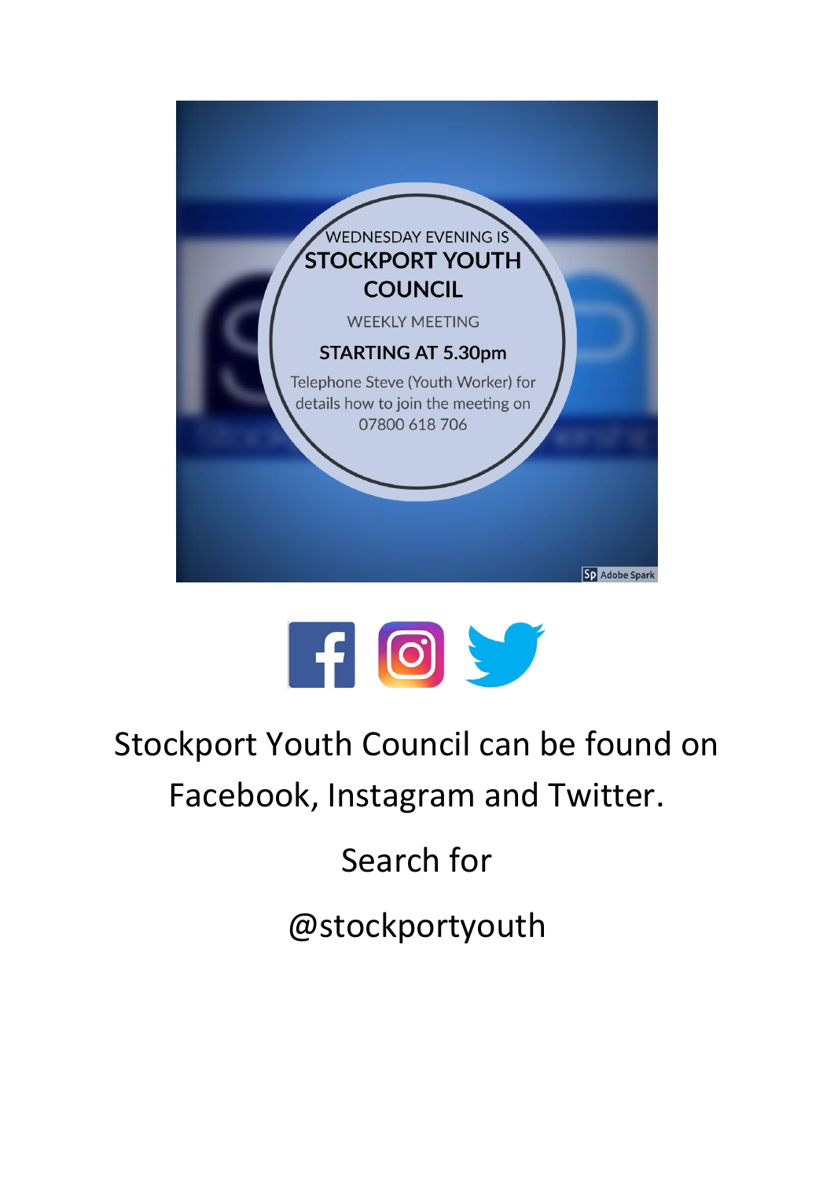WEDNESDAY EVENING IS

# STOCKPORT YOUTH COUNCIL

WEEKLY MEETING

**STARTING AT 5.30pm**

Telephone Steve (Youth Worker) for details how to join the meeting on 07800 618 706

Stockport Youth Council can be found on Facebook, Instagram and Twitter.

Search for

@stockportyouth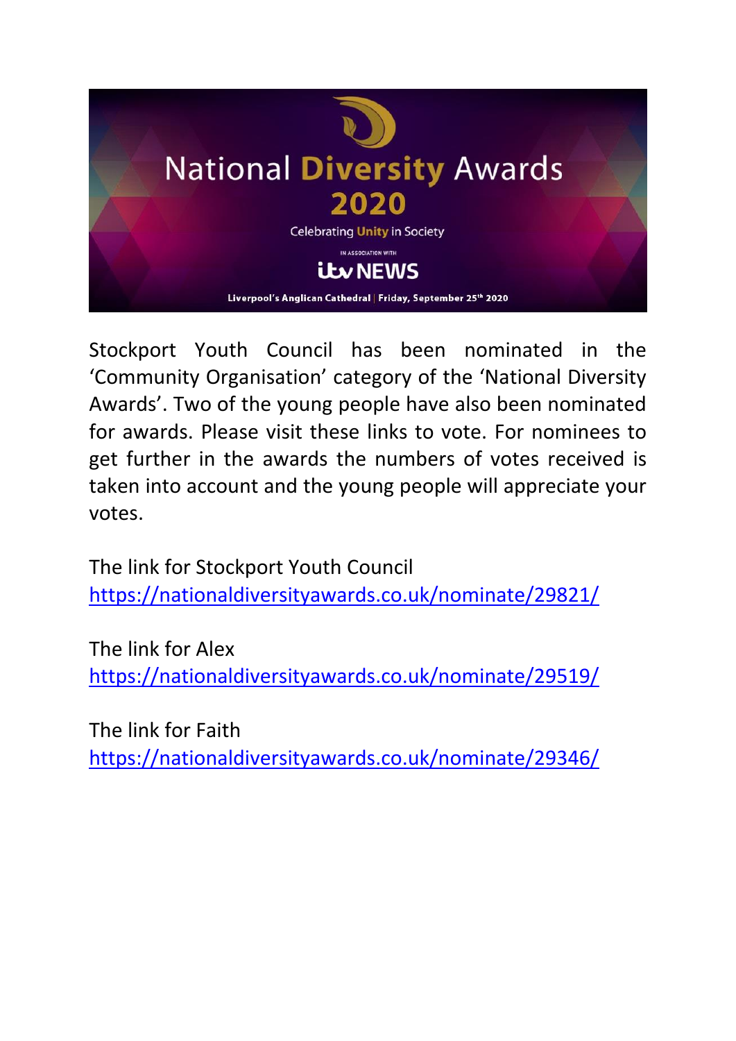National Diversity Awards 2020

Celebrating Unity in Society

IN ASSOCIATION WITH

itv NEWS

Liverpool's Anglican Cathedral | Friday, September 25th 2020

Stockport Youth Council has been nominated in the 'Community Organisation' category of the 'National Diversity Awards'. Two of the young people have also been nominated for awards. Please visit these links to vote. For nominees to get further in the awards the numbers of votes received is taken into account and the young people will appreciate your votes.

The link for Stockport Youth Council
https://nationaldiversityawards.co.uk/nominate/29821/

The link for Alex
https://nationaldiversityawards.co.uk/nominate/29519/

The link for Faith
https://nationaldiversityawards.co.uk/nominate/29346/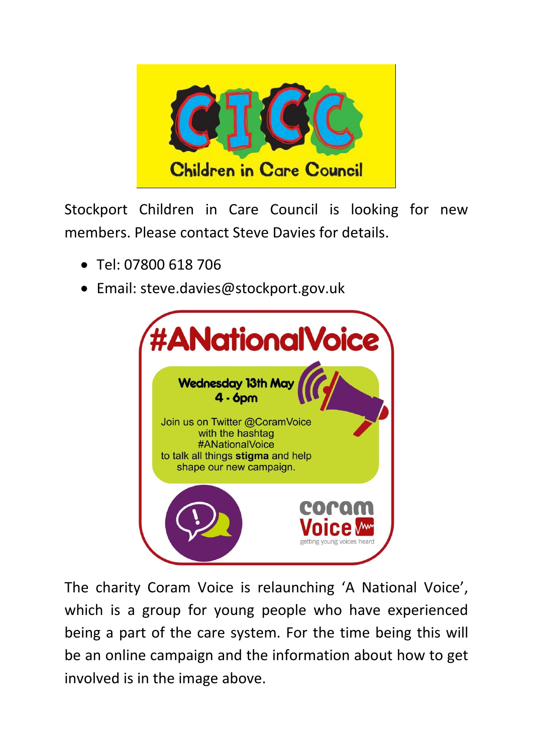CICC

Children in Care Council

Stockport Children in Care Council is looking for new members. Please contact Steve Davies for details.

- Tel: 07800 618 706
- Email: steve.davies@stockport.gov.uk

#ANationalVoice

**Wednesday 13th May**
**4 - 6pm**

Join us on Twitter @CoramVoice with the hashtag #ANationalVoice to talk all things **stigma** and help shape our new campaign.

coram Voice
getting young voices heard

The charity Coram Voice is relaunching 'A National Voice', which is a group for young people who have experienced being a part of the care system. For the time being this will be an online campaign and the information about how to get involved is in the image above.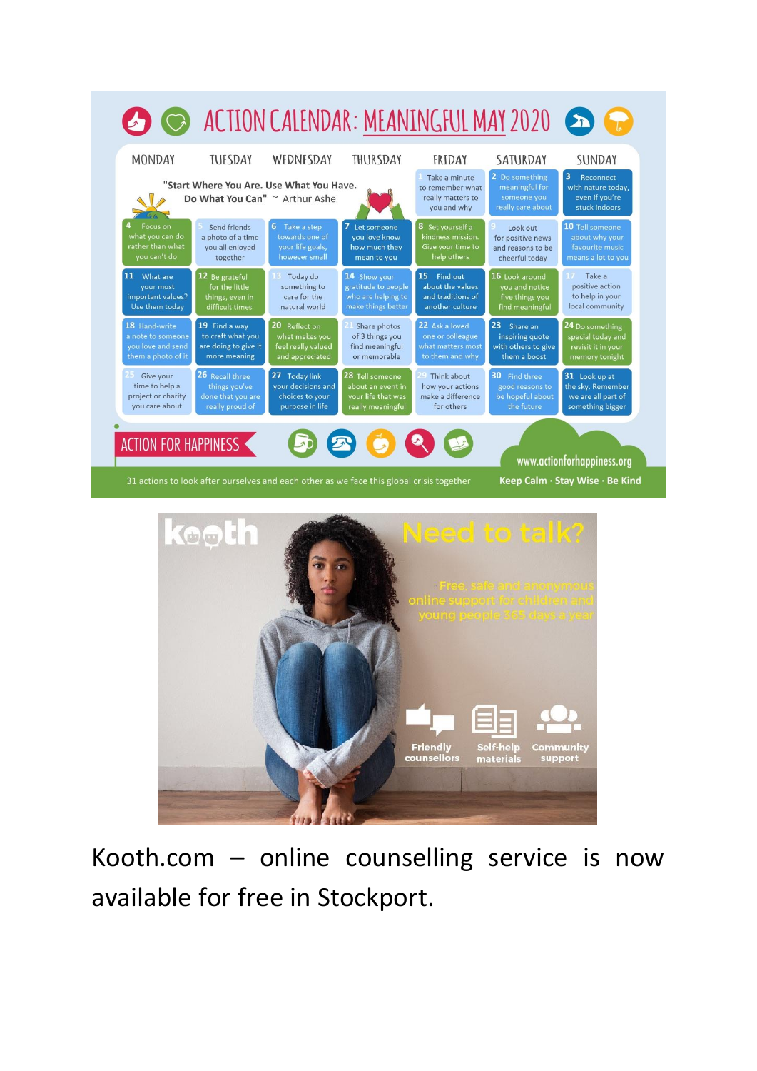# ACTION CALENDAR: MEANINGFUL MAY 2020

"Start Where You Are. Use What You Have. Do What You Can" ~ Arthur Ashe

| MONDAY | TUESDAY | WEDNESDAY | THURSDAY | FRIDAY | SATURDAY | SUNDAY |
|---|---|---|---|---|---|---|
| | | | | 1 Take a minute to remember what really matters to you and why | 2 Do something meaningful for someone you really care about | 3 Reconnect with nature today, even if you're stuck indoors |
| 4 Focus on what you can do rather than what you can't do | 5 Send friends a photo of a time you all enjoyed together | 6 Take a step towards one of your life goals, however small | 7 Let someone you love know how much they mean to you | 8 Set yourself a kindness mission. Give your time to help others | 9 Look out for positive news and reasons to be cheerful today | 10 Tell someone about why your favourite music means a lot to you |
| 11 What are your most important values? Use them today | 12 Be grateful for the little things, even in difficult times | 13 Today do something to care for the natural world | 14 Show your gratitude to people who are helping to make things better | 15 Find out about the values and traditions of another culture | 16 Look around you and notice five things you find meaningful | 17 Take a positive action to help in your local community |
| 18 Hand-write a note to someone you love and send them a photo of it | 19 Find a way to craft what you are doing to give it more meaning | 20 Reflect on what makes you feel really valued and appreciated | 21 Share photos of 3 things you find meaningful or memorable | 22 Ask a loved one or colleague what matters most to them and why | 23 Share an inspiring quote with others to give them a boost | 24 Do something special today and revisit it in your memory tonight |
| 25 Give your time to help a project or charity you care about | 26 Recall three things you've done that you are really proud of | 27 Today link your decisions and choices to your purpose in life | 28 Tell someone about an event in your life that was really meaningful | 29 Think about how your actions make a difference for others | 30 Find three good reasons to be hopeful about the future | 31 Look up at the sky. Remember we are all part of something bigger |

ACTION FOR HAPPINESS

www.actionforhappiness.org

31 actions to look after ourselves and each other as we face this global crisis together

Keep Calm · Stay Wise · Be Kind

kooth

Need to talk?

Free, safe and anonymous online support for children and young people 365 days a year

Friendly counsellors · Self-help materials · Community support

Kooth.com – online counselling service is now available for free in Stockport.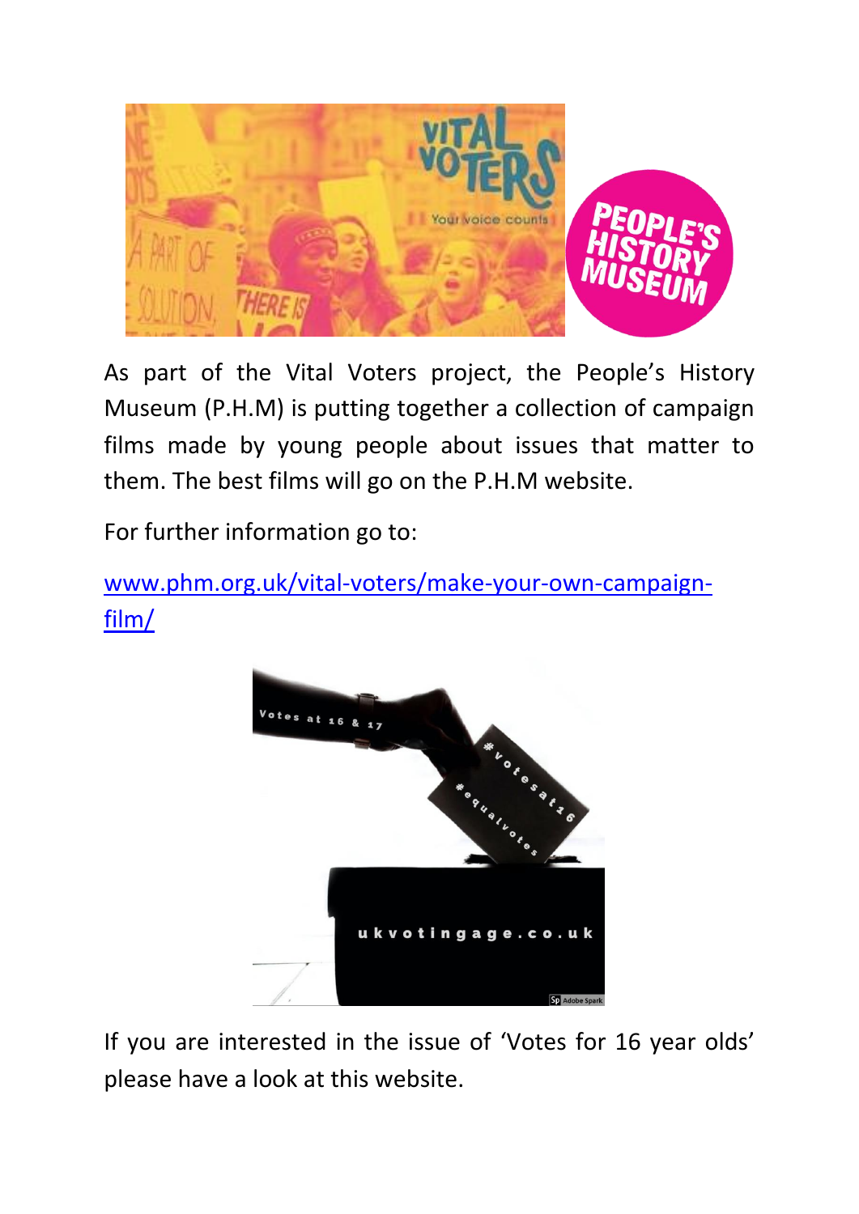As part of the Vital Voters project, the People's History Museum (P.H.M) is putting together a collection of campaign films made by young people about issues that matter to them. The best films will go on the P.H.M website.

For further information go to:

www.phm.org.uk/vital-voters/make-your-own-campaign-film/

If you are interested in the issue of 'Votes for 16 year olds' please have a look at this website.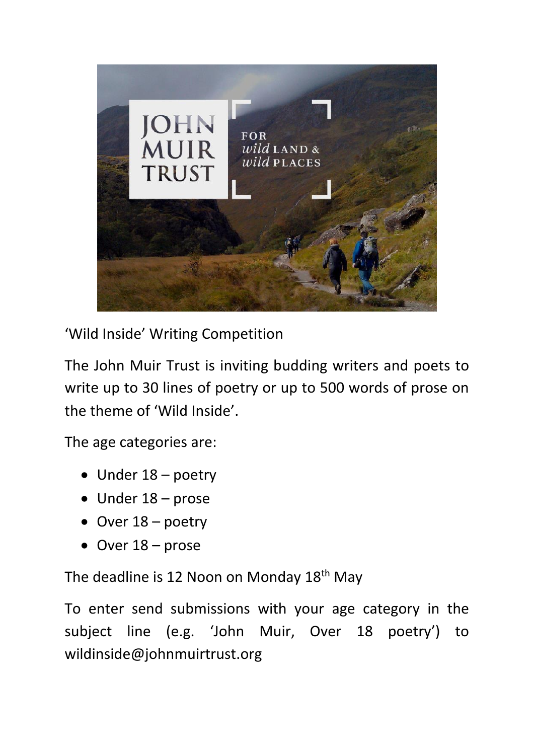'Wild Inside' Writing Competition

The John Muir Trust is inviting budding writers and poets to write up to 30 lines of poetry or up to 500 words of prose on the theme of 'Wild Inside'.

The age categories are:

- Under 18 – poetry
- Under 18 – prose
- Over 18 – poetry
- Over 18 – prose

The deadline is 12 Noon on Monday 18th May

To enter send submissions with your age category in the subject line (e.g. 'John Muir, Over 18 poetry') to wildinside@johnmuirtrust.org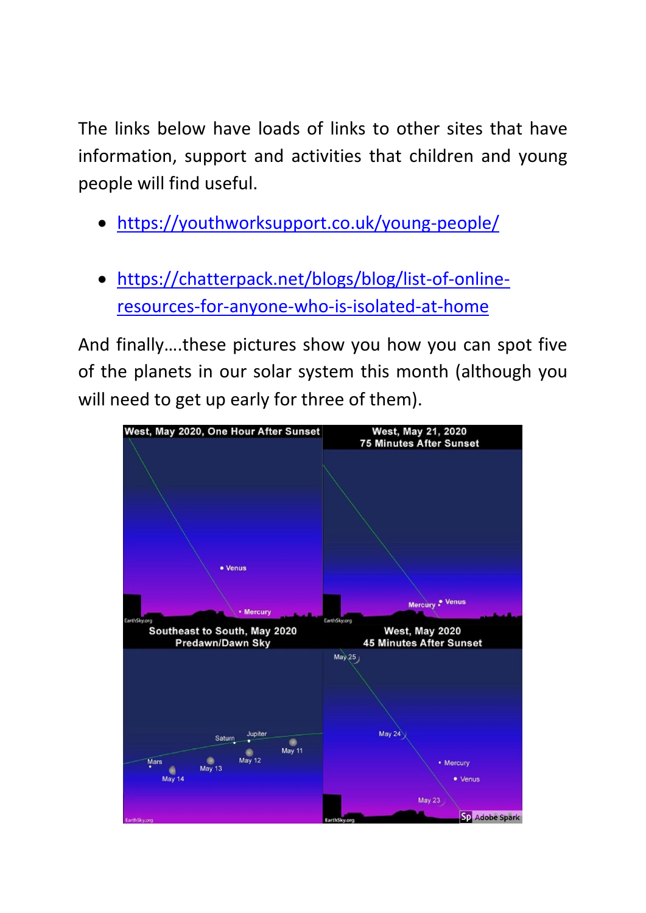The links below have loads of links to other sites that have information, support and activities that children and young people will find useful.

- https://youthworksupport.co.uk/young-people/
- https://chatterpack.net/blogs/blog/list-of-online-resources-for-anyone-who-is-isolated-at-home

And finally….these pictures show you how you can spot five of the planets in our solar system this month (although you will need to get up early for three of them).

West, May 2020, One Hour After Sunset
Venus
Mercury
EarthSky.org

West, May 21, 2020
75 Minutes After Sunset
Mercury
Venus
EarthSky.org

Southeast to South, May 2020
Predawn/Dawn Sky
Saturn
Jupiter
May 11
Mars
May 12
May 13
May 14
EarthSky.org

West, May 2020
45 Minutes After Sunset
May 25
May 24
Mercury
Venus
May 23
EarthSky.org
Adobe Spark